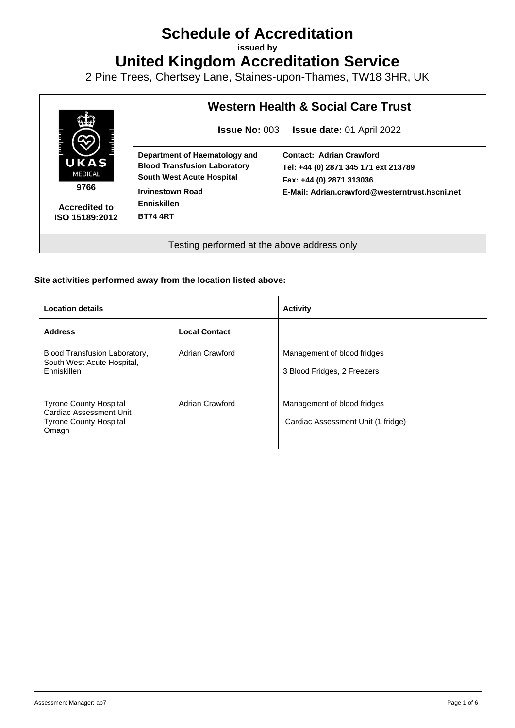# Schedule of Accreditation

**issued by**

# United Kingdom Accreditation Service

2 Pine Trees, Chertsey Lane, Staines-upon-Thames, TW18 3HR, UK

| UKAS MEDICAL 9766 Accredited to ISO 15189:2012 | **Western Health & Social Care Trust** **Issue No:** 003 **Issue date:** 01 April 2022 | |
|---|---|---|
| | **Department of Haematology and Blood Transfusion Laboratory South West Acute Hospital Irvinestown Road Enniskillen BT74 4RT** | **Contact: Adrian Crawford Tel: +44 (0) 2871 345 171 ext 213789 Fax: +44 (0) 2871 313036 E-Mail: Adrian.crawford@westerntrust.hscni.net** |
| Testing performed at the above address only | | |

**Site activities performed away from the location listed above:**

| **Location details** | | **Activity** |
|---|---|---|
| **Address** | **Local Contact** | |
| Blood Transfusion Laboratory, South West Acute Hospital, Enniskillen | Adrian Crawford | Management of blood fridges<br>3 Blood Fridges, 2 Freezers |
| Tyrone County Hospital Cardiac Assessment Unit Tyrone County Hospital Omagh | Adrian Crawford | Management of blood fridges<br>Cardiac Assessment Unit (1 fridge) |

Assessment Manager: ab7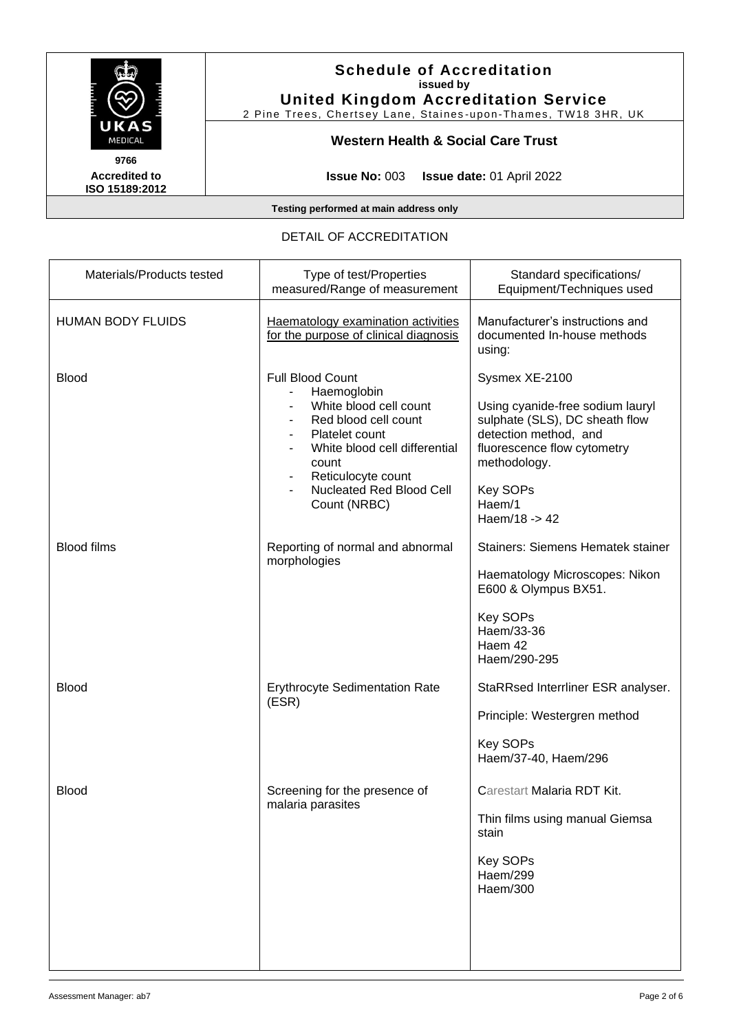**Schedule of Accreditation**
**issued by**
**United Kingdom Accreditation Service**
2 Pine Trees, Chertsey Lane, Staines-upon-Thames, TW18 3HR, UK

UKAS MEDICAL

**9766**
**Accredited to ISO 15189:2012**

**Western Health & Social Care Trust**

**Issue No:** 003 **Issue date:** 01 April 2022

**Testing performed at main address only**

DETAIL OF ACCREDITATION

| Materials/Products tested | Type of test/Properties measured/Range of measurement | Standard specifications/ Equipment/Techniques used |
|---|---|---|
| HUMAN BODY FLUIDS | Haematology examination activities for the purpose of clinical diagnosis | Manufacturer's instructions and documented In-house methods using: |
| Blood | Full Blood Count<br>- Haemoglobin<br>- White blood cell count<br>- Red blood cell count<br>- Platelet count<br>- White blood cell differential count<br>- Reticulocyte count<br>- Nucleated Red Blood Cell Count (NRBC) | Sysmex XE-2100<br><br>Using cyanide-free sodium lauryl sulphate (SLS), DC sheath flow detection method, and fluorescence flow cytometry methodology.<br><br>Key SOPs<br>Haem/1<br>Haem/18 -> 42 |
| Blood films | Reporting of normal and abnormal morphologies | Stainers: Siemens Hematek stainer<br><br>Haematology Microscopes: Nikon E600 & Olympus BX51.<br><br>Key SOPs<br>Haem/33-36<br>Haem 42<br>Haem/290-295 |
| Blood | Erythrocyte Sedimentation Rate (ESR) | StaRRsed Interrliner ESR analyser.<br><br>Principle: Westergren method<br><br>Key SOPs<br>Haem/37-40, Haem/296 |
| Blood | Screening for the presence of malaria parasites | Carestart Malaria RDT Kit.<br><br>Thin films using manual Giemsa stain<br><br>Key SOPs<br>Haem/299<br>Haem/300 |

Assessment Manager: ab7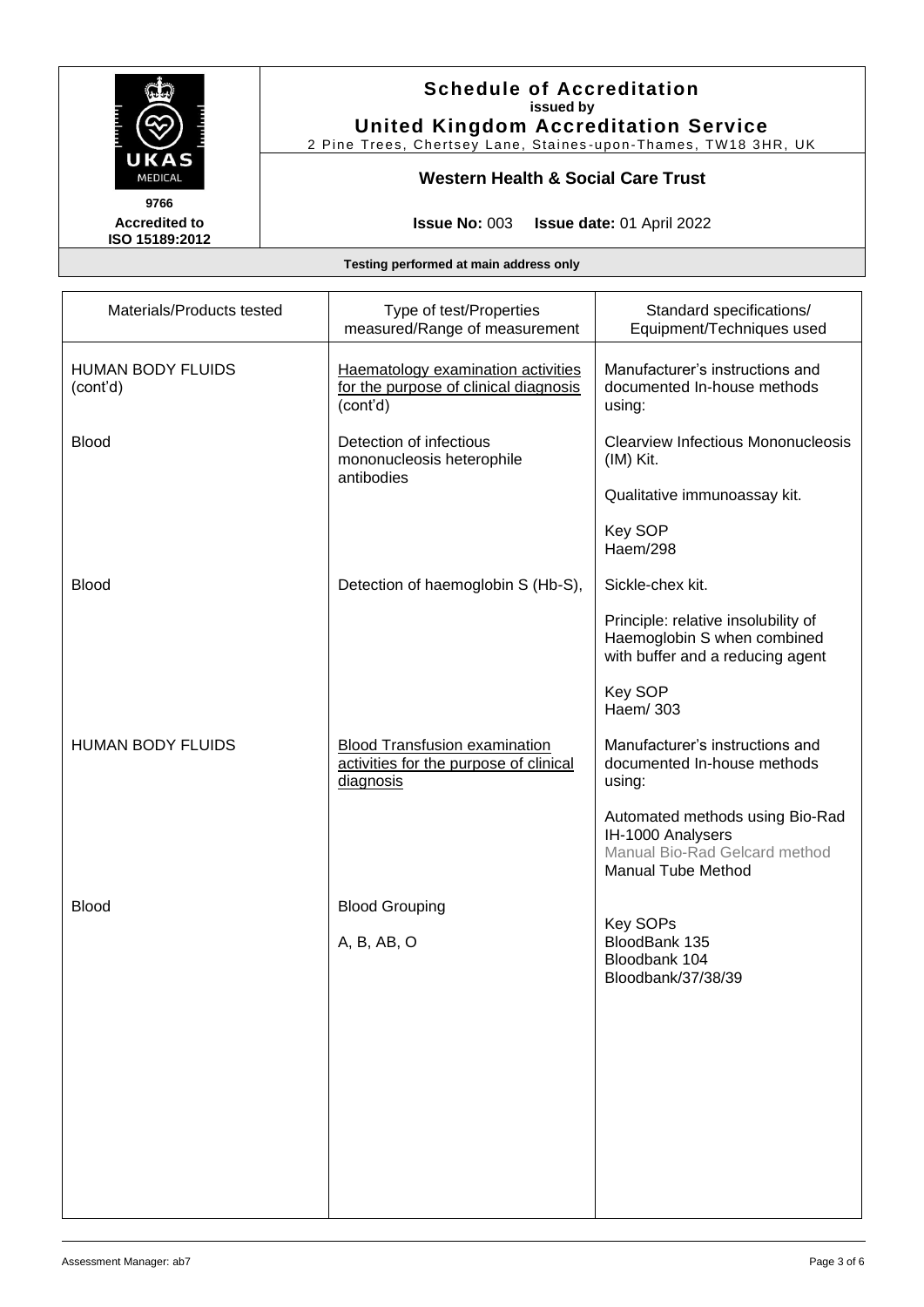# Schedule of Accreditation

**issued by**

**United Kingdom Accreditation Service**

2 Pine Trees, Chertsey Lane, Staines-upon-Thames, TW18 3HR, UK

**Western Health & Social Care Trust**

**9766**
**Accredited to ISO 15189:2012**

**Issue No:** 003 **Issue date:** 01 April 2022

**Testing performed at main address only**

| Materials/Products tested | Type of test/Properties measured/Range of measurement | Standard specifications/ Equipment/Techniques used |
|---|---|---|
| HUMAN BODY FLUIDS (cont'd) | Haematology examination activities for the purpose of clinical diagnosis (cont'd) | Manufacturer's instructions and documented In-house methods using: |
| Blood | Detection of infectious mononucleosis heterophile antibodies | Clearview Infectious Mononucleosis (IM) Kit.<br><br>Qualitative immunoassay kit.<br><br>Key SOP<br>Haem/298 |
| Blood | Detection of haemoglobin S (Hb-S), | Sickle-chex kit.<br><br>Principle: relative insolubility of Haemoglobin S when combined with buffer and a reducing agent<br><br>Key SOP<br>Haem/ 303 |
| HUMAN BODY FLUIDS | Blood Transfusion examination activities for the purpose of clinical diagnosis | Manufacturer's instructions and documented In-house methods using:<br><br>Automated methods using Bio-Rad IH-1000 Analysers<br>Manual Bio-Rad Gelcard method<br>Manual Tube Method |
| Blood | Blood Grouping<br><br>A, B, AB, O | Key SOPs<br>BloodBank 135<br>Bloodbank 104<br>Bloodbank/37/38/39 |

Assessment Manager: ab7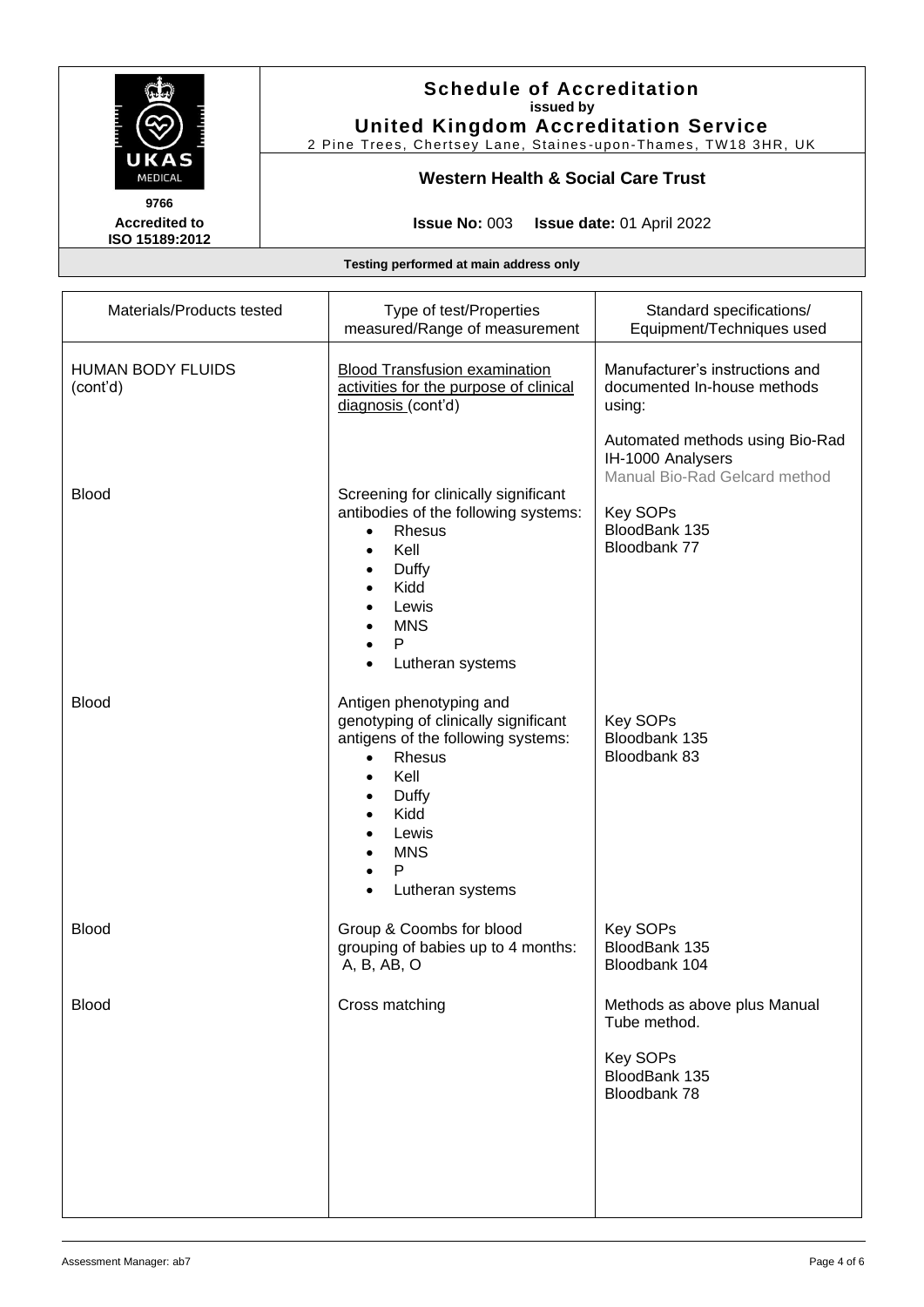**Schedule of Accreditation**
**issued by**
**United Kingdom Accreditation Service**
2 Pine Trees, Chertsey Lane, Staines-upon-Thames, TW18 3HR, UK

**Western Health & Social Care Trust**

**9766**
**Accredited to ISO 15189:2012**

**Issue No:** 003 **Issue date:** 01 April 2022

**Testing performed at main address only**

| Materials/Products tested | Type of test/Properties measured/Range of measurement | Standard specifications/ Equipment/Techniques used |
|---|---|---|
| HUMAN BODY FLUIDS (cont'd) | Blood Transfusion examination activities for the purpose of clinical diagnosis (cont'd) | Manufacturer's instructions and documented In-house methods using:<br><br>Automated methods using Bio-Rad IH-1000 Analysers<br>Manual Bio-Rad Gelcard method |
| Blood | Screening for clinically significant antibodies of the following systems:<br>• Rhesus<br>• Kell<br>• Duffy<br>• Kidd<br>• Lewis<br>• MNS<br>• P<br>• Lutheran systems | Key SOPs<br>BloodBank 135<br>Bloodbank 77 |
| Blood | Antigen phenotyping and genotyping of clinically significant antigens of the following systems:<br>• Rhesus<br>• Kell<br>• Duffy<br>• Kidd<br>• Lewis<br>• MNS<br>• P<br>• Lutheran systems | Key SOPs<br>Bloodbank 135<br>Bloodbank 83 |
| Blood | Group & Coombs for blood grouping of babies up to 4 months: A, B, AB, O | Key SOPs<br>BloodBank 135<br>Bloodbank 104 |
| Blood | Cross matching | Methods as above plus Manual Tube method.<br><br>Key SOPs<br>BloodBank 135<br>Bloodbank 78 |

Assessment Manager: ab7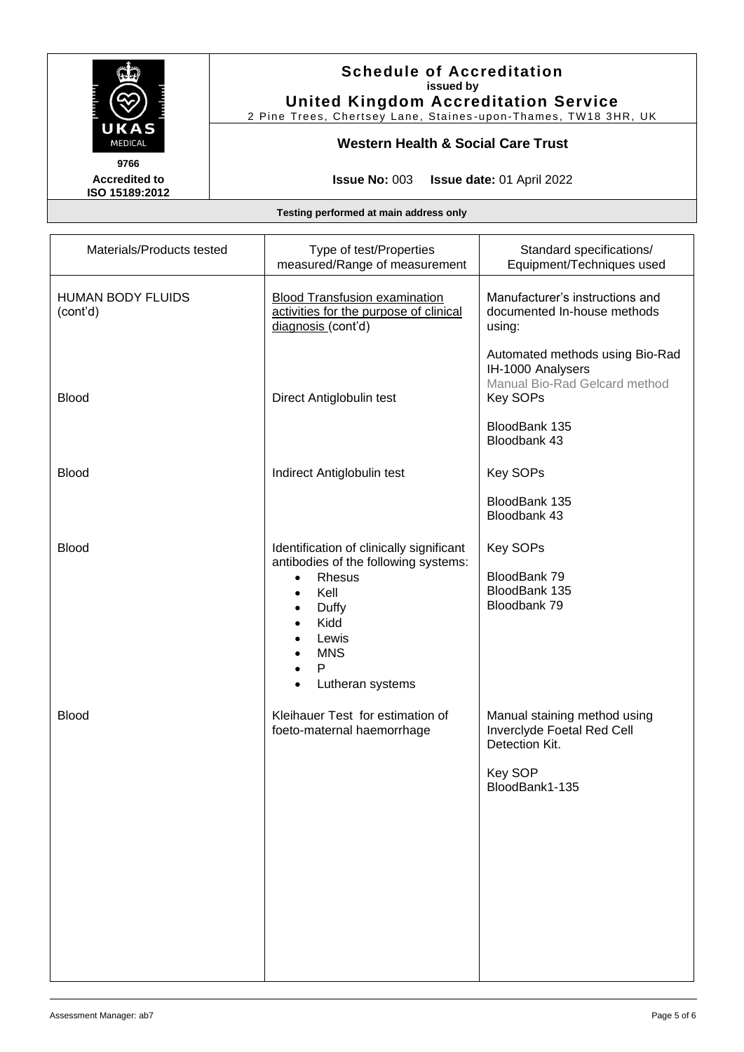# Schedule of Accreditation
**issued by**
**United Kingdom Accreditation Service**
2 Pine Trees, Chertsey Lane, Staines-upon-Thames, TW18 3HR, UK

**9766**
**Accredited to ISO 15189:2012**

**Western Health & Social Care Trust**

**Issue No:** 003 **Issue date:** 01 April 2022

**Testing performed at main address only**

| Materials/Products tested | Type of test/Properties measured/Range of measurement | Standard specifications/ Equipment/Techniques used |
|---|---|---|
| HUMAN BODY FLUIDS (cont'd) | Blood Transfusion examination activities for the purpose of clinical diagnosis (cont'd) | Manufacturer's instructions and documented In-house methods using:<br><br>Automated methods using Bio-Rad IH-1000 Analysers<br>Manual Bio-Rad Gelcard method |
| Blood | Direct Antiglobulin test | Key SOPs<br><br>BloodBank 135<br>Bloodbank 43 |
| Blood | Indirect Antiglobulin test | Key SOPs<br><br>BloodBank 135<br>Bloodbank 43 |
| Blood | Identification of clinically significant antibodies of the following systems:<br>• Rhesus<br>• Kell<br>• Duffy<br>• Kidd<br>• Lewis<br>• MNS<br>• P<br>• Lutheran systems | Key SOPs<br><br>BloodBank 79<br>BloodBank 135<br>Bloodbank 79 |
| Blood | Kleihauer Test for estimation of foeto-maternal haemorrhage | Manual staining method using Inverclyde Foetal Red Cell Detection Kit.<br><br>Key SOP<br>BloodBank1-135 |

Assessment Manager: ab7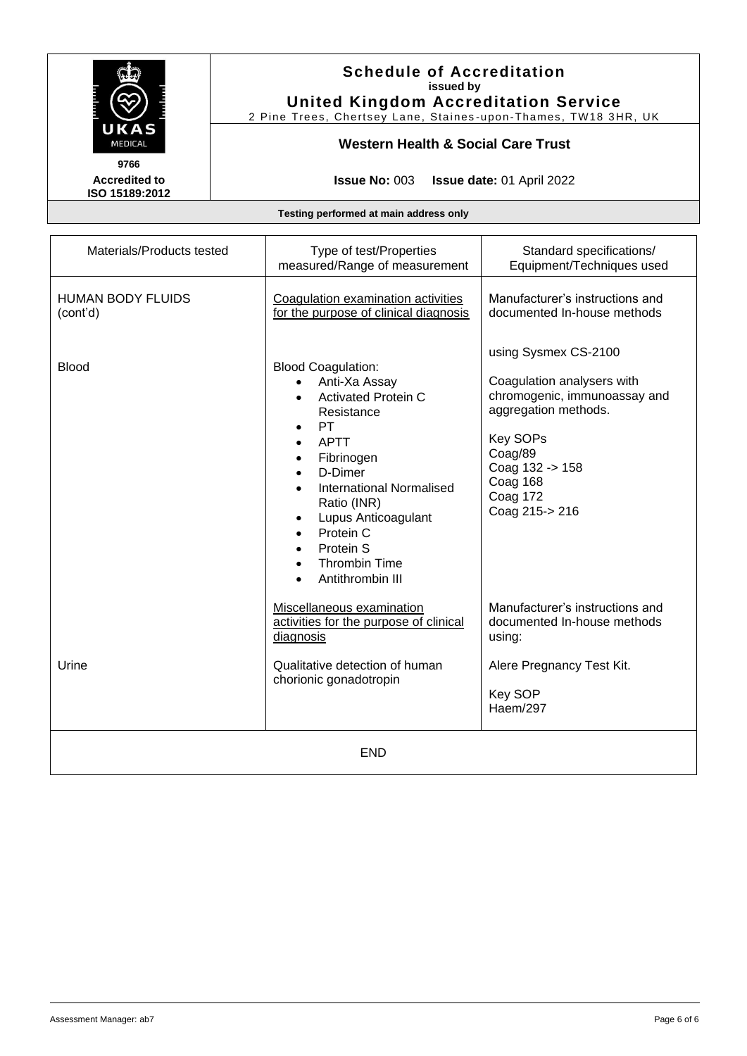# Schedule of Accreditation
**issued by**
**United Kingdom Accreditation Service**
2 Pine Trees, Chertsey Lane, Staines-upon-Thames, TW18 3HR, UK

**9766**
**Accredited to ISO 15189:2012**

**Western Health & Social Care Trust**

**Issue No:** 003 **Issue date:** 01 April 2022

**Testing performed at main address only**

| Materials/Products tested | Type of test/Properties measured/Range of measurement | Standard specifications/ Equipment/Techniques used |
|---|---|---|
| HUMAN BODY FLUIDS (cont'd) | Coagulation examination activities for the purpose of clinical diagnosis | Manufacturer's instructions and documented In-house methods |
| Blood | Blood Coagulation:<br>• Anti-Xa Assay<br>• Activated Protein C Resistance<br>• PT<br>• APTT<br>• Fibrinogen<br>• D-Dimer<br>• International Normalised Ratio (INR)<br>• Lupus Anticoagulant<br>• Protein C<br>• Protein S<br>• Thrombin Time<br>• Antithrombin III | using Sysmex CS-2100<br><br>Coagulation analysers with chromogenic, immunoassay and aggregation methods.<br><br>Key SOPs<br>Coag/89<br>Coag 132 -> 158<br>Coag 168<br>Coag 172<br>Coag 215-> 216 |
| | Miscellaneous examination activities for the purpose of clinical diagnosis | Manufacturer's instructions and documented In-house methods using: |
| Urine | Qualitative detection of human chorionic gonadotropin | Alere Pregnancy Test Kit.<br><br>Key SOP<br>Haem/297 |

END

Assessment Manager: ab7